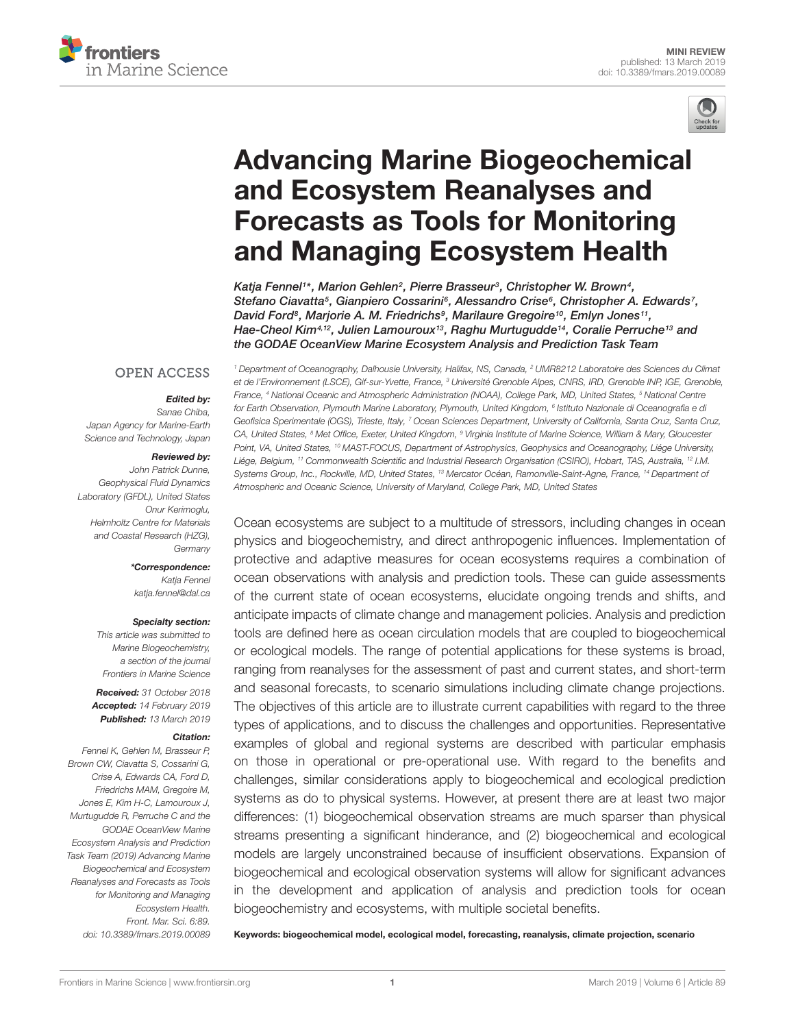MINI REVIEW
published: 13 March 2019
doi: 10.3389/fmars.2019.00089

# Advancing Marine Biogeochemical and Ecosystem Reanalyses and Forecasts as Tools for Monitoring and Managing Ecosystem Health

*Katja Fennel[1]\*, Marion Gehlen[2], Pierre Brasseur[3], Christopher W. Brown[4], Stefano Ciavatta[5], Gianpiero Cossarini[6], Alessandro Crise[6], Christopher A. Edwards[7], David Ford[8], Marjorie A. M. Friedrichs[9], Marilaure Gregoire[10], Emlyn Jones[11], Hae-Cheol Kim[4,12], Julien Lamouroux[13], Raghu Murtugudde[14], Coralie Perruche[13] and the GODAE OceanView Marine Ecosystem Analysis and Prediction Task Team*

[1] Department of Oceanography, Dalhousie University, Halifax, NS, Canada, [2] UMR8212 Laboratoire des Sciences du Climat et de l'Environnement (LSCE), Gif-sur-Yvette, France, [3] Université Grenoble Alpes, CNRS, IRD, Grenoble INP, IGE, Grenoble, France, [4] National Oceanic and Atmospheric Administration (NOAA), College Park, MD, United States, [5] National Centre for Earth Observation, Plymouth Marine Laboratory, Plymouth, United Kingdom, [6] Istituto Nazionale di Oceanografia e di Geofisica Sperimentale (OGS), Trieste, Italy, [7] Ocean Sciences Department, University of California, Santa Cruz, Santa Cruz, CA, United States, [8] Met Office, Exeter, United Kingdom, [9] Virginia Institute of Marine Science, William & Mary, Gloucester Point, VA, United States, [10] MAST-FOCUS, Department of Astrophysics, Geophysics and Oceanography, Liége University, Liége, Belgium, [11] Commonwealth Scientific and Industrial Research Organisation (CSIRO), Hobart, TAS, Australia, [12] I.M. Systems Group, Inc., Rockville, MD, United States, [13] Mercator Océan, Ramonville-Saint-Agne, France, [14] Department of Atmospheric and Oceanic Science, University of Maryland, College Park, MD, United States

OPEN ACCESS

***Edited by:***
*Sanae Chiba,
Japan Agency for Marine-Earth Science and Technology, Japan*

***Reviewed by:***
*John Patrick Dunne,
Geophysical Fluid Dynamics Laboratory (GFDL), United States
Onur Kerimoglu,
Helmholtz Centre for Materials and Coastal Research (HZG), Germany*

***\*Correspondence:***
*Katja Fennel
katja.fennel@dal.ca*

***Specialty section:***
*This article was submitted to Marine Biogeochemistry, a section of the journal Frontiers in Marine Science*

***Received:*** *31 October 2018*
***Accepted:*** *14 February 2019*
***Published:*** *13 March 2019*

***Citation:***
*Fennel K, Gehlen M, Brasseur P, Brown CW, Ciavatta S, Cossarini G, Crise A, Edwards CA, Ford D, Friedrichs MAM, Gregoire M, Jones E, Kim H-C, Lamouroux J, Murtugudde R, Perruche C and the GODAE OceanView Marine Ecosystem Analysis and Prediction Task Team (2019) Advancing Marine Biogeochemical and Ecosystem Reanalyses and Forecasts as Tools for Monitoring and Managing Ecosystem Health. Front. Mar. Sci. 6:89. doi: 10.3389/fmars.2019.00089*

Ocean ecosystems are subject to a multitude of stressors, including changes in ocean physics and biogeochemistry, and direct anthropogenic influences. Implementation of protective and adaptive measures for ocean ecosystems requires a combination of ocean observations with analysis and prediction tools. These can guide assessments of the current state of ocean ecosystems, elucidate ongoing trends and shifts, and anticipate impacts of climate change and management policies. Analysis and prediction tools are defined here as ocean circulation models that are coupled to biogeochemical or ecological models. The range of potential applications for these systems is broad, ranging from reanalyses for the assessment of past and current states, and short-term and seasonal forecasts, to scenario simulations including climate change projections. The objectives of this article are to illustrate current capabilities with regard to the three types of applications, and to discuss the challenges and opportunities. Representative examples of global and regional systems are described with particular emphasis on those in operational or pre-operational use. With regard to the benefits and challenges, similar considerations apply to biogeochemical and ecological prediction systems as do to physical systems. However, at present there are at least two major differences: (1) biogeochemical observation streams are much sparser than physical streams presenting a significant hinderance, and (2) biogeochemical and ecological models are largely unconstrained because of insufficient observations. Expansion of biogeochemical and ecological observation systems will allow for significant advances in the development and application of analysis and prediction tools for ocean biogeochemistry and ecosystems, with multiple societal benefits.

**Keywords: biogeochemical model, ecological model, forecasting, reanalysis, climate projection, scenario**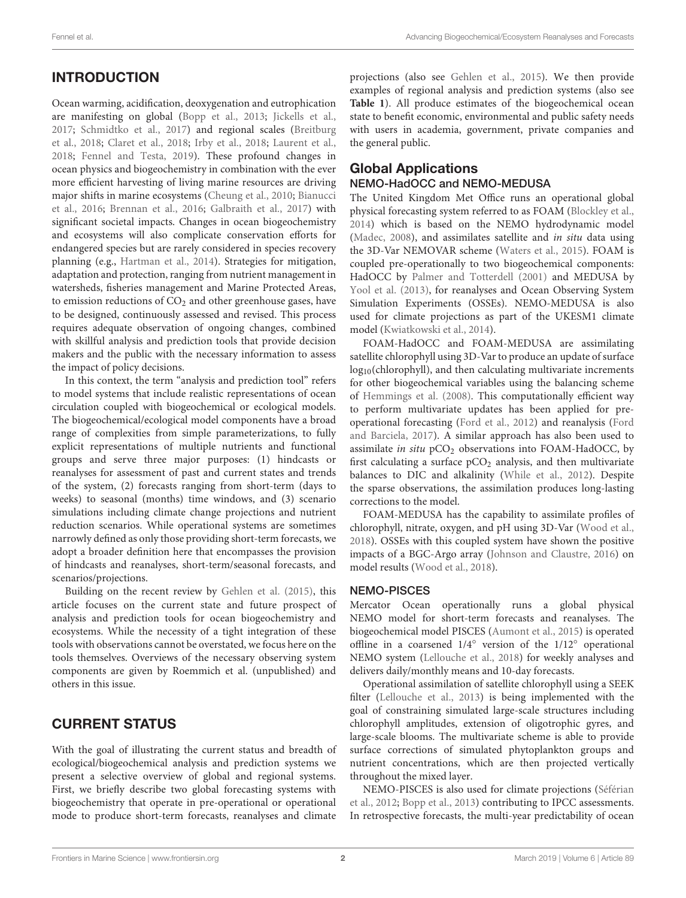## INTRODUCTION

Ocean warming, acidification, deoxygenation and eutrophication are manifesting on global (Bopp et al., 2013; Jickells et al., 2017; Schmidtko et al., 2017) and regional scales (Breitburg et al., 2018; Claret et al., 2018; Irby et al., 2018; Laurent et al., 2018; Fennel and Testa, 2019). These profound changes in ocean physics and biogeochemistry in combination with the ever more efficient harvesting of living marine resources are driving major shifts in marine ecosystems (Cheung et al., 2010; Bianucci et al., 2016; Brennan et al., 2016; Galbraith et al., 2017) with significant societal impacts. Changes in ocean biogeochemistry and ecosystems will also complicate conservation efforts for endangered species but are rarely considered in species recovery planning (e.g., Hartman et al., 2014). Strategies for mitigation, adaptation and protection, ranging from nutrient management in watersheds, fisheries management and Marine Protected Areas, to emission reductions of $CO_2$ and other greenhouse gases, have to be designed, continuously assessed and revised. This process requires adequate observation of ongoing changes, combined with skillful analysis and prediction tools that provide decision makers and the public with the necessary information to assess the impact of policy decisions.

In this context, the term "analysis and prediction tool" refers to model systems that include realistic representations of ocean circulation coupled with biogeochemical or ecological models. The biogeochemical/ecological model components have a broad range of complexities from simple parameterizations, to fully explicit representations of multiple nutrients and functional groups and serve three major purposes: (1) hindcasts or reanalyses for assessment of past and current states and trends of the system, (2) forecasts ranging from short-term (days to weeks) to seasonal (months) time windows, and (3) scenario simulations including climate change projections and nutrient reduction scenarios. While operational systems are sometimes narrowly defined as only those providing short-term forecasts, we adopt a broader definition here that encompasses the provision of hindcasts and reanalyses, short-term/seasonal forecasts, and scenarios/projections.

Building on the recent review by Gehlen et al. (2015), this article focuses on the current state and future prospect of analysis and prediction tools for ocean biogeochemistry and ecosystems. While the necessity of a tight integration of these tools with observations cannot be overstated, we focus here on the tools themselves. Overviews of the necessary observing system components are given by Roemmich et al. (unpublished) and others in this issue.

## CURRENT STATUS

With the goal of illustrating the current status and breadth of ecological/biogeochemical analysis and prediction systems we present a selective overview of global and regional systems. First, we briefly describe two global forecasting systems with biogeochemistry that operate in pre-operational or operational mode to produce short-term forecasts, reanalyses and climate projections (also see Gehlen et al., 2015). We then provide examples of regional analysis and prediction systems (also see **Table 1**). All produce estimates of the biogeochemical ocean state to benefit economic, environmental and public safety needs with users in academia, government, private companies and the general public.

### Global Applications

#### NEMO-HadOCC and NEMO-MEDUSA

The United Kingdom Met Office runs an operational global physical forecasting system referred to as FOAM (Blockley et al., 2014) which is based on the NEMO hydrodynamic model (Madec, 2008), and assimilates satellite and *in situ* data using the 3D-Var NEMOVAR scheme (Waters et al., 2015). FOAM is coupled pre-operationally to two biogeochemical components: HadOCC by Palmer and Totterdell (2001) and MEDUSA by Yool et al. (2013), for reanalyses and Ocean Observing System Simulation Experiments (OSSEs). NEMO-MEDUSA is also used for climate projections as part of the UKESM1 climate model (Kwiatkowski et al., 2014).

FOAM-HadOCC and FOAM-MEDUSA are assimilating satellite chlorophyll using 3D-Var to produce an update of surface $\log_{10}$(chlorophyll), and then calculating multivariate increments for other biogeochemical variables using the balancing scheme of Hemmings et al. (2008). This computationally efficient way to perform multivariate updates has been applied for pre-operational forecasting (Ford et al., 2012) and reanalysis (Ford and Barciela, 2017). A similar approach has also been used to assimilate *in situ* $pCO_2$ observations into FOAM-HadOCC, by first calculating a surface $pCO_2$ analysis, and then multivariate balances to DIC and alkalinity (While et al., 2012). Despite the sparse observations, the assimilation produces long-lasting corrections to the model.

FOAM-MEDUSA has the capability to assimilate profiles of chlorophyll, nitrate, oxygen, and pH using 3D-Var (Wood et al., 2018). OSSEs with this coupled system have shown the positive impacts of a BGC-Argo array (Johnson and Claustre, 2016) on model results (Wood et al., 2018).

#### NEMO-PISCES

Mercator Ocean operationally runs a global physical NEMO model for short-term forecasts and reanalyses. The biogeochemical model PISCES (Aumont et al., 2015) is operated offline in a coarsened 1/4° version of the 1/12° operational NEMO system (Lellouche et al., 2018) for weekly analyses and delivers daily/monthly means and 10-day forecasts.

Operational assimilation of satellite chlorophyll using a SEEK filter (Lellouche et al., 2013) is being implemented with the goal of constraining simulated large-scale structures including chlorophyll amplitudes, extension of oligotrophic gyres, and large-scale blooms. The multivariate scheme is able to provide surface corrections of simulated phytoplankton groups and nutrient concentrations, which are then projected vertically throughout the mixed layer.

NEMO-PISCES is also used for climate projections (Séférian et al., 2012; Bopp et al., 2013) contributing to IPCC assessments. In retrospective forecasts, the multi-year predictability of ocean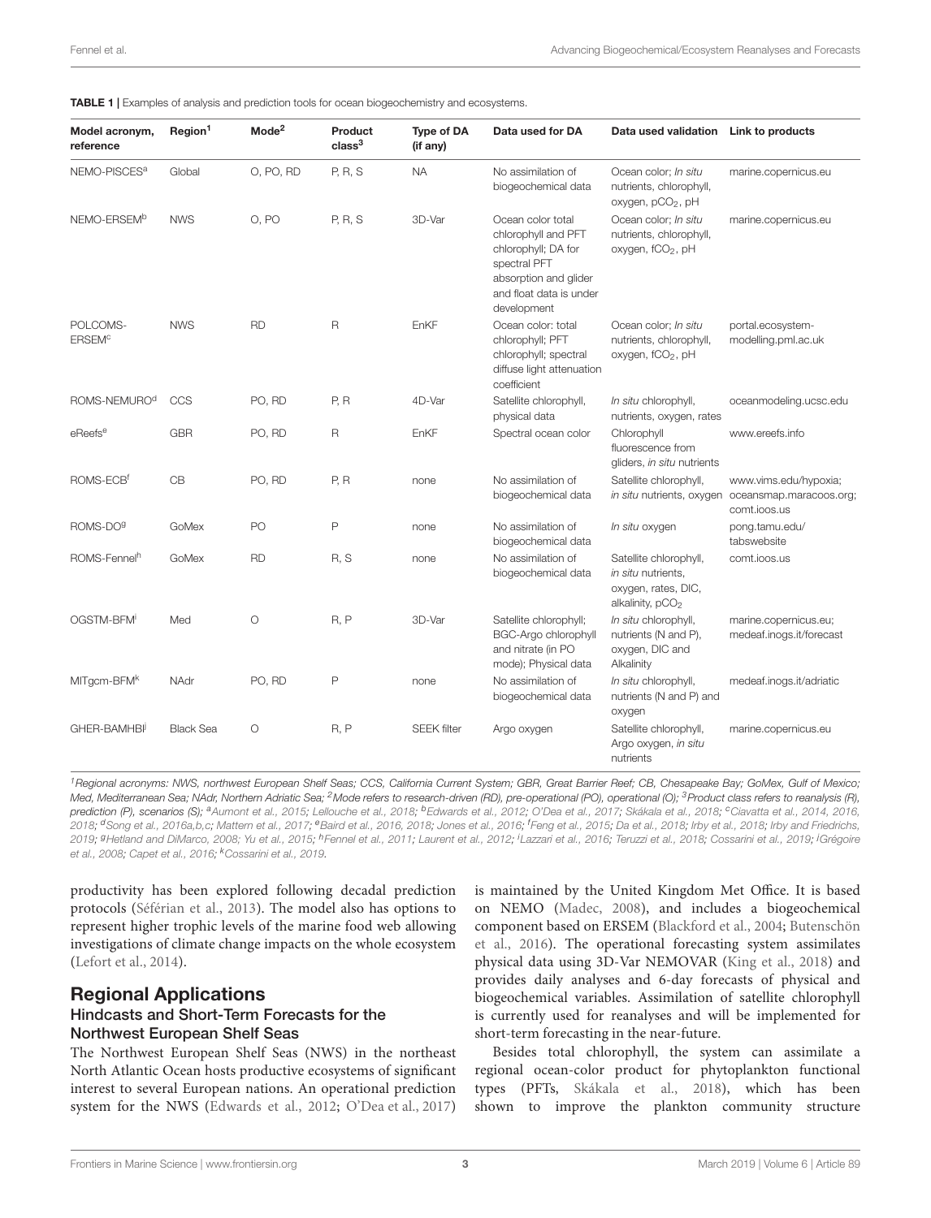**TABLE 1 |** Examples of analysis and prediction tools for ocean biogeochemistry and ecosystems.

| Model acronym, reference | Region[1] | Mode[2] | Product class[3] | Type of DA (if any) | Data used for DA | Data used validation | Link to products |
|---|---|---|---|---|---|---|---|
| NEMO-PISCES[a] | Global | O, PO, RD | P, R, S | NA | No assimilation of biogeochemical data | Ocean color; *In situ* nutrients, chlorophyll, oxygen, $pCO_2$, pH | marine.copernicus.eu |
| NEMO-ERSEM[b] | NWS | O, PO | P, R, S | 3D-Var | Ocean color total chlorophyll and PFT chlorophyll; DA for spectral PFT absorption and glider and float data is under development | Ocean color; *In situ* nutrients, chlorophyll, oxygen, $fCO_2$, pH | marine.copernicus.eu |
| POLCOMS-ERSEM[c] | NWS | RD | R | EnKF | Ocean color: total chlorophyll; PFT chlorophyll; spectral diffuse light attenuation coefficient | Ocean color; *In situ* nutrients, chlorophyll, oxygen, $fCO_2$, pH | portal.ecosystem-modelling.pml.ac.uk |
| ROMS-NEMURO[d] | CCS | PO, RD | P, R | 4D-Var | Satellite chlorophyll, physical data | *In situ* chlorophyll, nutrients, oxygen, rates | oceanmodeling.ucsc.edu |
| eReefs[e] | GBR | PO, RD | R | EnKF | Spectral ocean color | Chlorophyll fluorescence from gliders, *in situ* nutrients | www.ereefs.info |
| ROMS-ECB[f] | CB | PO, RD | P, R | none | No assimilation of biogeochemical data | Satellite chlorophyll, *in situ* nutrients, oxygen | www.vims.edu/hypoxia; oceansmap.maracoos.org; comt.ioos.us |
| ROMS-DO[g] | GoMex | PO | P | none | No assimilation of biogeochemical data | *In situ* oxygen | pong.tamu.edu/tabswebsite |
| ROMS-Fennel[h] | GoMex | RD | R, S | none | No assimilation of biogeochemical data | Satellite chlorophyll, *in situ* nutrients, oxygen, rates, DIC, alkalinity, $pCO_2$ | comt.ioos.us |
| OGSTM-BFM[i] | Med | O | R, P | 3D-Var | Satellite chlorophyll; BGC-Argo chlorophyll and nitrate (in PO mode); Physical data | *In situ* chlorophyll, nutrients (N and P), oxygen, DIC and Alkalinity | marine.copernicus.eu; medeaf.inogs.it/forecast |
| MITgcm-BFM[k] | NAdr | PO, RD | P | none | No assimilation of biogeochemical data | *In situ* chlorophyll, nutrients (N and P) and oxygen | medeaf.inogs.it/adriatic |
| GHER-BAMHBI[j] | Black Sea | O | R, P | SEEK filter | Argo oxygen | Satellite chlorophyll, Argo oxygen, *in situ* nutrients | marine.copernicus.eu |

[1]*Regional acronyms: NWS, northwest European Shelf Seas; CCS, California Current System; GBR, Great Barrier Reef; CB, Chesapeake Bay; GoMex, Gulf of Mexico; Med, Mediterranean Sea; NAdr, Northern Adriatic Sea;* [2]*Mode refers to research-driven (RD), pre-operational (PO), operational (O);* [3]*Product class refers to reanalysis (R), prediction (P), scenarios (S);* [a]*Aumont et al., 2015; Lellouche et al., 2018;* [b]*Edwards et al., 2012; O'Dea et al., 2017; Skákala et al., 2018;* [c]*Ciavatta et al., 2014, 2016, 2018;* [d]*Song et al., 2016a,b,c; Mattern et al., 2017;* [e]*Baird et al., 2016, 2018; Jones et al., 2016;* [f]*Feng et al., 2015; Da et al., 2018; Irby et al., 2018; Irby and Friedrichs, 2019;* [g]*Hetland and DiMarco, 2008; Yu et al., 2015;* [h]*Fennel et al., 2011; Laurent et al., 2012;* [i]*Lazzari et al., 2016; Teruzzi et al., 2018; Cossarini et al., 2019;* [j]*Grégoire et al., 2008; Capet et al., 2016;* [k]*Cossarini et al., 2019.*

productivity has been explored following decadal prediction protocols (Séférian et al., 2013). The model also has options to represent higher trophic levels of the marine food web allowing investigations of climate change impacts on the whole ecosystem (Lefort et al., 2014).

## Regional Applications

### Hindcasts and Short-Term Forecasts for the Northwest European Shelf Seas

The Northwest European Shelf Seas (NWS) in the northeast North Atlantic Ocean hosts productive ecosystems of significant interest to several European nations. An operational prediction system for the NWS (Edwards et al., 2012; O'Dea et al., 2017) is maintained by the United Kingdom Met Office. It is based on NEMO (Madec, 2008), and includes a biogeochemical component based on ERSEM (Blackford et al., 2004; Butenschön et al., 2016). The operational forecasting system assimilates physical data using 3D-Var NEMOVAR (King et al., 2018) and provides daily analyses and 6-day forecasts of physical and biogeochemical variables. Assimilation of satellite chlorophyll is currently used for reanalyses and will be implemented for short-term forecasting in the near-future.

Besides total chlorophyll, the system can assimilate a regional ocean-color product for phytoplankton functional types (PFTs, Skákala et al., 2018), which has been shown to improve the plankton community structure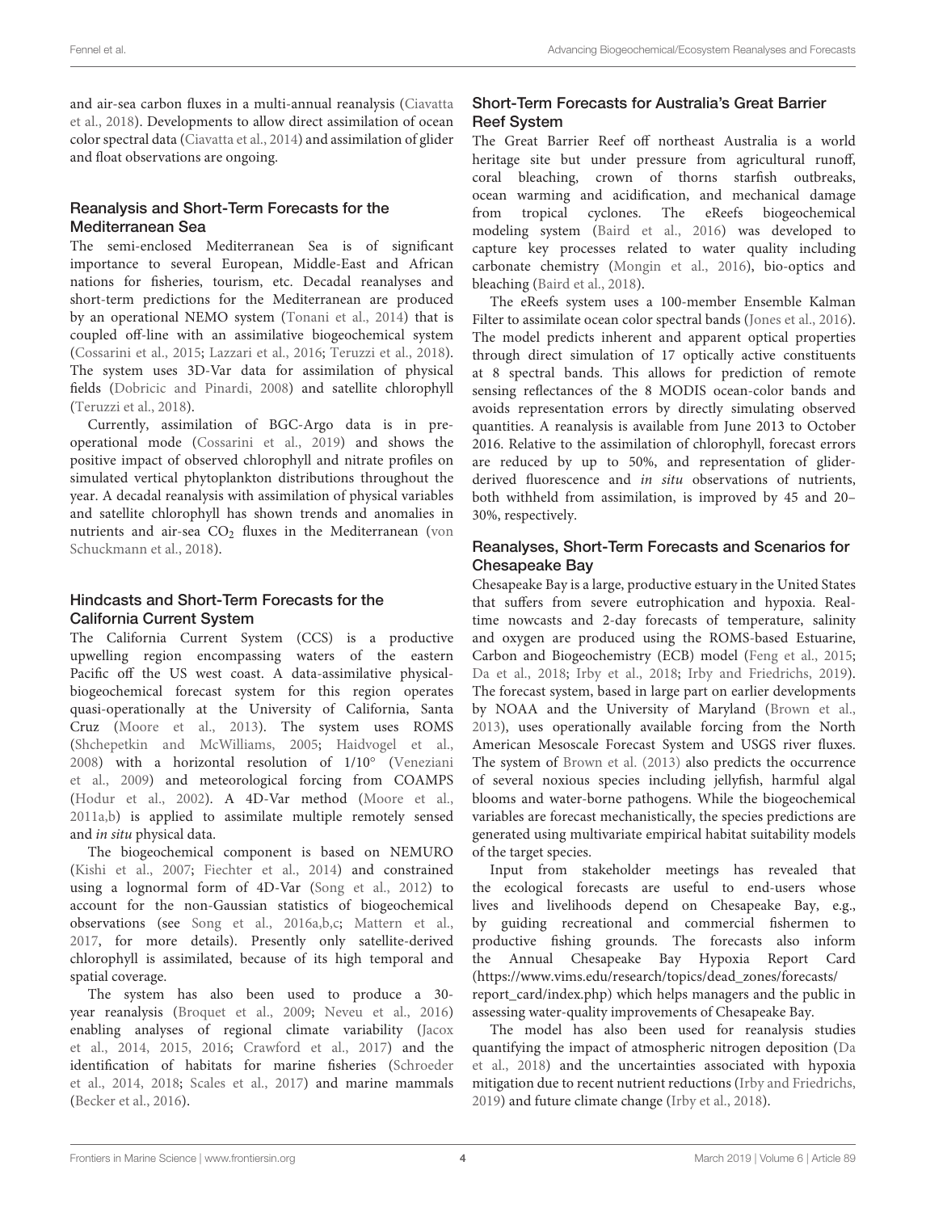and air-sea carbon fluxes in a multi-annual reanalysis (Ciavatta et al., 2018). Developments to allow direct assimilation of ocean color spectral data (Ciavatta et al., 2014) and assimilation of glider and float observations are ongoing.

### Reanalysis and Short-Term Forecasts for the Mediterranean Sea

The semi-enclosed Mediterranean Sea is of significant importance to several European, Middle-East and African nations for fisheries, tourism, etc. Decadal reanalyses and short-term predictions for the Mediterranean are produced by an operational NEMO system (Tonani et al., 2014) that is coupled off-line with an assimilative biogeochemical system (Cossarini et al., 2015; Lazzari et al., 2016; Teruzzi et al., 2018). The system uses 3D-Var data for assimilation of physical fields (Dobricic and Pinardi, 2008) and satellite chlorophyll (Teruzzi et al., 2018).

Currently, assimilation of BGC-Argo data is in pre-operational mode (Cossarini et al., 2019) and shows the positive impact of observed chlorophyll and nitrate profiles on simulated vertical phytoplankton distributions throughout the year. A decadal reanalysis with assimilation of physical variables and satellite chlorophyll has shown trends and anomalies in nutrients and air-sea $CO_2$ fluxes in the Mediterranean (von Schuckmann et al., 2018).

### Hindcasts and Short-Term Forecasts for the California Current System

The California Current System (CCS) is a productive upwelling region encompassing waters of the eastern Pacific off the US west coast. A data-assimilative physical-biogeochemical forecast system for this region operates quasi-operationally at the University of California, Santa Cruz (Moore et al., 2013). The system uses ROMS (Shchepetkin and McWilliams, 2005; Haidvogel et al., 2008) with a horizontal resolution of 1/10° (Veneziani et al., 2009) and meteorological forcing from COAMPS (Hodur et al., 2002). A 4D-Var method (Moore et al., 2011a,b) is applied to assimilate multiple remotely sensed and *in situ* physical data.

The biogeochemical component is based on NEMURO (Kishi et al., 2007; Fiechter et al., 2014) and constrained using a lognormal form of 4D-Var (Song et al., 2012) to account for the non-Gaussian statistics of biogeochemical observations (see Song et al., 2016a,b,c; Mattern et al., 2017, for more details). Presently only satellite-derived chlorophyll is assimilated, because of its high temporal and spatial coverage.

The system has also been used to produce a 30-year reanalysis (Broquet et al., 2009; Neveu et al., 2016) enabling analyses of regional climate variability (Jacox et al., 2014, 2015, 2016; Crawford et al., 2017) and the identification of habitats for marine fisheries (Schroeder et al., 2014, 2018; Scales et al., 2017) and marine mammals (Becker et al., 2016).

### Short-Term Forecasts for Australia's Great Barrier Reef System

The Great Barrier Reef off northeast Australia is a world heritage site but under pressure from agricultural runoff, coral bleaching, crown of thorns starfish outbreaks, ocean warming and acidification, and mechanical damage from tropical cyclones. The eReefs biogeochemical modeling system (Baird et al., 2016) was developed to capture key processes related to water quality including carbonate chemistry (Mongin et al., 2016), bio-optics and bleaching (Baird et al., 2018).

The eReefs system uses a 100-member Ensemble Kalman Filter to assimilate ocean color spectral bands (Jones et al., 2016). The model predicts inherent and apparent optical properties through direct simulation of 17 optically active constituents at 8 spectral bands. This allows for prediction of remote sensing reflectances of the 8 MODIS ocean-color bands and avoids representation errors by directly simulating observed quantities. A reanalysis is available from June 2013 to October 2016. Relative to the assimilation of chlorophyll, forecast errors are reduced by up to 50%, and representation of glider-derived fluorescence and *in situ* observations of nutrients, both withheld from assimilation, is improved by 45 and 20–30%, respectively.

### Reanalyses, Short-Term Forecasts and Scenarios for Chesapeake Bay

Chesapeake Bay is a large, productive estuary in the United States that suffers from severe eutrophication and hypoxia. Real-time nowcasts and 2-day forecasts of temperature, salinity and oxygen are produced using the ROMS-based Estuarine, Carbon and Biogeochemistry (ECB) model (Feng et al., 2015; Da et al., 2018; Irby et al., 2018; Irby and Friedrichs, 2019). The forecast system, based in large part on earlier developments by NOAA and the University of Maryland (Brown et al., 2013), uses operationally available forcing from the North American Mesoscale Forecast System and USGS river fluxes. The system of Brown et al. (2013) also predicts the occurrence of several noxious species including jellyfish, harmful algal blooms and water-borne pathogens. While the biogeochemical variables are forecast mechanistically, the species predictions are generated using multivariate empirical habitat suitability models of the target species.

Input from stakeholder meetings has revealed that the ecological forecasts are useful to end-users whose lives and livelihoods depend on Chesapeake Bay, e.g., by guiding recreational and commercial fishermen to productive fishing grounds. The forecasts also inform the Annual Chesapeake Bay Hypoxia Report Card (https://www.vims.edu/research/topics/dead_zones/forecasts/report_card/index.php) which helps managers and the public in assessing water-quality improvements of Chesapeake Bay.

The model has also been used for reanalysis studies quantifying the impact of atmospheric nitrogen deposition (Da et al., 2018) and the uncertainties associated with hypoxia mitigation due to recent nutrient reductions (Irby and Friedrichs, 2019) and future climate change (Irby et al., 2018).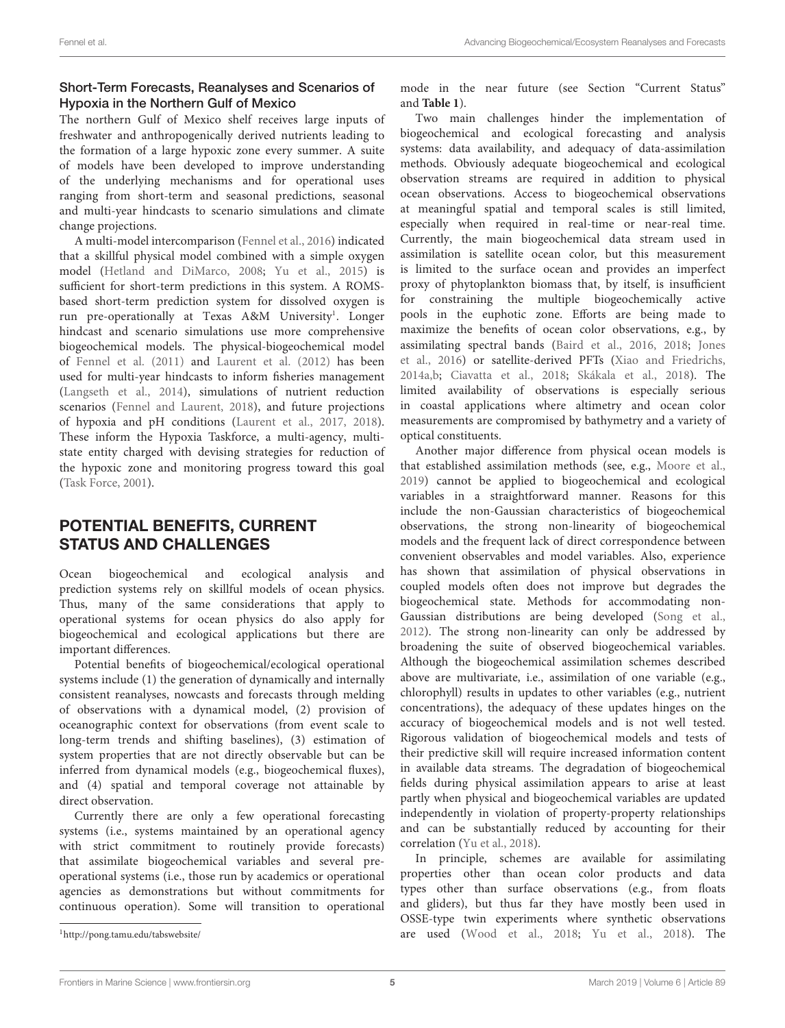### Short-Term Forecasts, Reanalyses and Scenarios of Hypoxia in the Northern Gulf of Mexico

The northern Gulf of Mexico shelf receives large inputs of freshwater and anthropogenically derived nutrients leading to the formation of a large hypoxic zone every summer. A suite of models have been developed to improve understanding of the underlying mechanisms and for operational uses ranging from short-term and seasonal predictions, seasonal and multi-year hindcasts to scenario simulations and climate change projections.

A multi-model intercomparison (Fennel et al., 2016) indicated that a skillful physical model combined with a simple oxygen model (Hetland and DiMarco, 2008; Yu et al., 2015) is sufficient for short-term predictions in this system. A ROMS-based short-term prediction system for dissolved oxygen is run pre-operationally at Texas A&M University[1]. Longer hindcast and scenario simulations use more comprehensive biogeochemical models. The physical-biogeochemical model of Fennel et al. (2011) and Laurent et al. (2012) has been used for multi-year hindcasts to inform fisheries management (Langseth et al., 2014), simulations of nutrient reduction scenarios (Fennel and Laurent, 2018), and future projections of hypoxia and pH conditions (Laurent et al., 2017, 2018). These inform the Hypoxia Taskforce, a multi-agency, multi-state entity charged with devising strategies for reduction of the hypoxic zone and monitoring progress toward this goal (Task Force, 2001).

## POTENTIAL BENEFITS, CURRENT STATUS AND CHALLENGES

Ocean biogeochemical and ecological analysis and prediction systems rely on skillful models of ocean physics. Thus, many of the same considerations that apply to operational systems for ocean physics do also apply for biogeochemical and ecological applications but there are important differences.

Potential benefits of biogeochemical/ecological operational systems include (1) the generation of dynamically and internally consistent reanalyses, nowcasts and forecasts through melding of observations with a dynamical model, (2) provision of oceanographic context for observations (from event scale to long-term trends and shifting baselines), (3) estimation of system properties that are not directly observable but can be inferred from dynamical models (e.g., biogeochemical fluxes), and (4) spatial and temporal coverage not attainable by direct observation.

Currently there are only a few operational forecasting systems (i.e., systems maintained by an operational agency with strict commitment to routinely provide forecasts) that assimilate biogeochemical variables and several pre-operational systems (i.e., those run by academics or operational agencies as demonstrations but without commitments for continuous operation). Some will transition to operational mode in the near future (see Section "Current Status" and **Table 1**).

Two main challenges hinder the implementation of biogeochemical and ecological forecasting and analysis systems: data availability, and adequacy of data-assimilation methods. Obviously adequate biogeochemical and ecological observation streams are required in addition to physical ocean observations. Access to biogeochemical observations at meaningful spatial and temporal scales is still limited, especially when required in real-time or near-real time. Currently, the main biogeochemical data stream used in assimilation is satellite ocean color, but this measurement is limited to the surface ocean and provides an imperfect proxy of phytoplankton biomass that, by itself, is insufficient for constraining the multiple biogeochemically active pools in the euphotic zone. Efforts are being made to maximize the benefits of ocean color observations, e.g., by assimilating spectral bands (Baird et al., 2016, 2018; Jones et al., 2016) or satellite-derived PFTs (Xiao and Friedrichs, 2014a,b; Ciavatta et al., 2018; Skákala et al., 2018). The limited availability of observations is especially serious in coastal applications where altimetry and ocean color measurements are compromised by bathymetry and a variety of optical constituents.

Another major difference from physical ocean models is that established assimilation methods (see, e.g., Moore et al., 2019) cannot be applied to biogeochemical and ecological variables in a straightforward manner. Reasons for this include the non-Gaussian characteristics of biogeochemical observations, the strong non-linearity of biogeochemical models and the frequent lack of direct correspondence between convenient observables and model variables. Also, experience has shown that assimilation of physical observations in coupled models often does not improve but degrades the biogeochemical state. Methods for accommodating non-Gaussian distributions are being developed (Song et al., 2012). The strong non-linearity can only be addressed by broadening the suite of observed biogeochemical variables. Although the biogeochemical assimilation schemes described above are multivariate, i.e., assimilation of one variable (e.g., chlorophyll) results in updates to other variables (e.g., nutrient concentrations), the adequacy of these updates hinges on the accuracy of biogeochemical models and is not well tested. Rigorous validation of biogeochemical models and tests of their predictive skill will require increased information content in available data streams. The degradation of biogeochemical fields during physical assimilation appears to arise at least partly when physical and biogeochemical variables are updated independently in violation of property-property relationships and can be substantially reduced by accounting for their correlation (Yu et al., 2018).

In principle, schemes are available for assimilating properties other than ocean color products and data types other than surface observations (e.g., from floats and gliders), but thus far they have mostly been used in OSSE-type twin experiments where synthetic observations are used (Wood et al., 2018; Yu et al., 2018). The

[1] http://pong.tamu.edu/tabswebsite/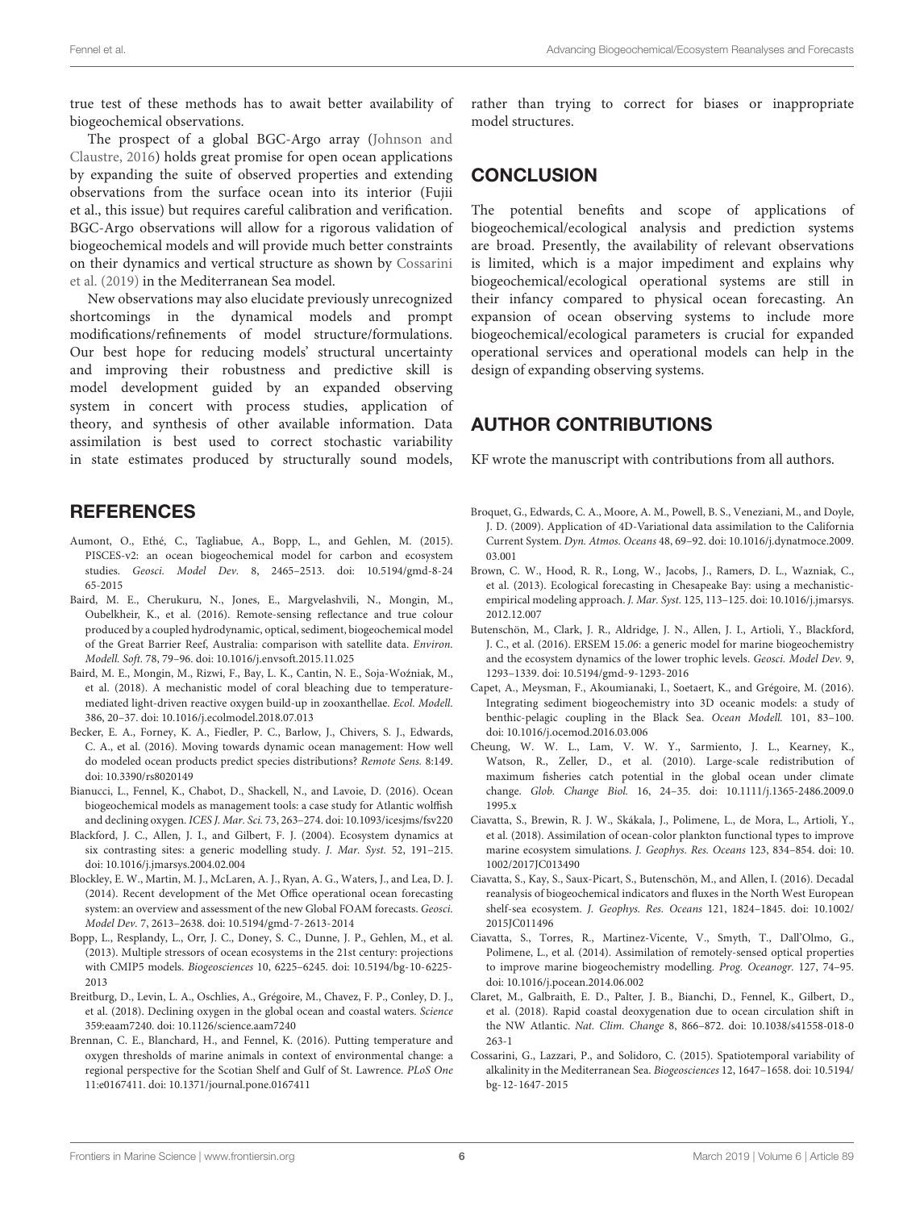true test of these methods has to await better availability of biogeochemical observations.

The prospect of a global BGC-Argo array (Johnson and Claustre, 2016) holds great promise for open ocean applications by expanding the suite of observed properties and extending observations from the surface ocean into its interior (Fujii et al., this issue) but requires careful calibration and verification. BGC-Argo observations will allow for a rigorous validation of biogeochemical models and will provide much better constraints on their dynamics and vertical structure as shown by Cossarini et al. (2019) in the Mediterranean Sea model.

New observations may also elucidate previously unrecognized shortcomings in the dynamical models and prompt modifications/refinements of model structure/formulations. Our best hope for reducing models' structural uncertainty and improving their robustness and predictive skill is model development guided by an expanded observing system in concert with process studies, application of theory, and synthesis of other available information. Data assimilation is best used to correct stochastic variability in state estimates produced by structurally sound models, rather than trying to correct for biases or inappropriate model structures.

## CONCLUSION

The potential benefits and scope of applications of biogeochemical/ecological analysis and prediction systems are broad. Presently, the availability of relevant observations is limited, which is a major impediment and explains why biogeochemical/ecological operational systems are still in their infancy compared to physical ocean forecasting. An expansion of ocean observing systems to include more biogeochemical/ecological parameters is crucial for expanded operational services and operational models can help in the design of expanding observing systems.

## AUTHOR CONTRIBUTIONS

KF wrote the manuscript with contributions from all authors.

## REFERENCES

Aumont, O., Ethé, C., Tagliabue, A., Bopp, L., and Gehlen, M. (2015). PISCES-v2: an ocean biogeochemical model for carbon and ecosystem studies. *Geosci. Model Dev.* 8, 2465–2513. doi: 10.5194/gmd-8-2465-2015

Baird, M. E., Cherukuru, N., Jones, E., Margvelashvili, N., Mongin, M., Oubelkheir, K., et al. (2016). Remote-sensing reflectance and true colour produced by a coupled hydrodynamic, optical, sediment, biogeochemical model of the Great Barrier Reef, Australia: comparison with satellite data. *Environ. Modell. Soft.* 78, 79–96. doi: 10.1016/j.envsoft.2015.11.025

Baird, M. E., Mongin, M., Rizwi, F., Bay, L. K., Cantin, N. E., Soja-Woźniak, M., et al. (2018). A mechanistic model of coral bleaching due to temperature-mediated light-driven reactive oxygen build-up in zooxanthellae. *Ecol. Modell.* 386, 20–37. doi: 10.1016/j.ecolmodel.2018.07.013

Becker, E. A., Forney, K. A., Fiedler, P. C., Barlow, J., Chivers, S. J., Edwards, C. A., et al. (2016). Moving towards dynamic ocean management: How well do modeled ocean products predict species distributions? *Remote Sens.* 8:149. doi: 10.3390/rs8020149

Bianucci, L., Fennel, K., Chabot, D., Shackell, N., and Lavoie, D. (2016). Ocean biogeochemical models as management tools: a case study for Atlantic wolffish and declining oxygen. *ICES J. Mar. Sci.* 73, 263–274. doi: 10.1093/icesjms/fsv220

Blackford, J. C., Allen, J. I., and Gilbert, F. J. (2004). Ecosystem dynamics at six contrasting sites: a generic modelling study. *J. Mar. Syst.* 52, 191–215. doi: 10.1016/j.jmarsys.2004.02.004

Blockley, E. W., Martin, M. J., McLaren, A. J., Ryan, A. G., Waters, J., and Lea, D. J. (2014). Recent development of the Met Office operational ocean forecasting system: an overview and assessment of the new Global FOAM forecasts. *Geosci. Model Dev.* 7, 2613–2638. doi: 10.5194/gmd-7-2613-2014

Bopp, L., Resplandy, L., Orr, J. C., Doney, S. C., Dunne, J. P., Gehlen, M., et al. (2013). Multiple stressors of ocean ecosystems in the 21st century: projections with CMIP5 models. *Biogeosciences* 10, 6225–6245. doi: 10.5194/bg-10-6225-2013

Breitburg, D., Levin, L. A., Oschlies, A., Grégoire, M., Chavez, F. P., Conley, D. J., et al. (2018). Declining oxygen in the global ocean and coastal waters. *Science* 359:eaam7240. doi: 10.1126/science.aam7240

Brennan, C. E., Blanchard, H., and Fennel, K. (2016). Putting temperature and oxygen thresholds of marine animals in context of environmental change: a regional perspective for the Scotian Shelf and Gulf of St. Lawrence. *PLoS One* 11:e0167411. doi: 10.1371/journal.pone.0167411

Broquet, G., Edwards, C. A., Moore, A. M., Powell, B. S., Veneziani, M., and Doyle, J. D. (2009). Application of 4D-Variational data assimilation to the California Current System. *Dyn. Atmos. Oceans* 48, 69–92. doi: 10.1016/j.dynatmoce.2009.03.001

Brown, C. W., Hood, R. R., Long, W., Jacobs, J., Ramers, D. L., Wazniak, C., et al. (2013). Ecological forecasting in Chesapeake Bay: using a mechanistic-empirical modeling approach. *J. Mar. Syst.* 125, 113–125. doi: 10.1016/j.jmarsys.2012.12.007

Butenschön, M., Clark, J. R., Aldridge, J. N., Allen, J. I., Artioli, Y., Blackford, J. C., et al. (2016). ERSEM 15.06: a generic model for marine biogeochemistry and the ecosystem dynamics of the lower trophic levels. *Geosci. Model Dev.* 9, 1293–1339. doi: 10.5194/gmd-9-1293-2016

Capet, A., Meysman, F., Akoumianaki, I., Soetaert, K., and Grégoire, M. (2016). Integrating sediment biogeochemistry into 3D oceanic models: a study of benthic-pelagic coupling in the Black Sea. *Ocean Modell.* 101, 83–100. doi: 10.1016/j.ocemod.2016.03.006

Cheung, W. W. L., Lam, V. W. Y., Sarmiento, J. L., Kearney, K., Watson, R., Zeller, D., et al. (2010). Large-scale redistribution of maximum fisheries catch potential in the global ocean under climate change. *Glob. Change Biol.* 16, 24–35. doi: 10.1111/j.1365-2486.2009.01995.x

Ciavatta, S., Brewin, R. J. W., Skákala, J., Polimene, L., de Mora, L., Artioli, Y., et al. (2018). Assimilation of ocean-color plankton functional types to improve marine ecosystem simulations. *J. Geophys. Res. Oceans* 123, 834–854. doi: 10.1002/2017JC013490

Ciavatta, S., Kay, S., Saux-Picart, S., Butenschön, M., and Allen, I. (2016). Decadal reanalysis of biogeochemical indicators and fluxes in the North West European shelf-sea ecosystem. *J. Geophys. Res. Oceans* 121, 1824–1845. doi: 10.1002/2015JC011496

Ciavatta, S., Torres, R., Martinez-Vicente, V., Smyth, T., Dall'Olmo, G., Polimene, L., et al. (2014). Assimilation of remotely-sensed optical properties to improve marine biogeochemistry modelling. *Prog. Oceanogr.* 127, 74–95. doi: 10.1016/j.pocean.2014.06.002

Claret, M., Galbraith, E. D., Palter, J. B., Bianchi, D., Fennel, K., Gilbert, D., et al. (2018). Rapid coastal deoxygenation due to ocean circulation shift in the NW Atlantic. *Nat. Clim. Change* 8, 866–872. doi: 10.1038/s41558-018-0263-1

Cossarini, G., Lazzari, P., and Solidoro, C. (2015). Spatiotemporal variability of alkalinity in the Mediterranean Sea. *Biogeosciences* 12, 1647–1658. doi: 10.5194/bg-12-1647-2015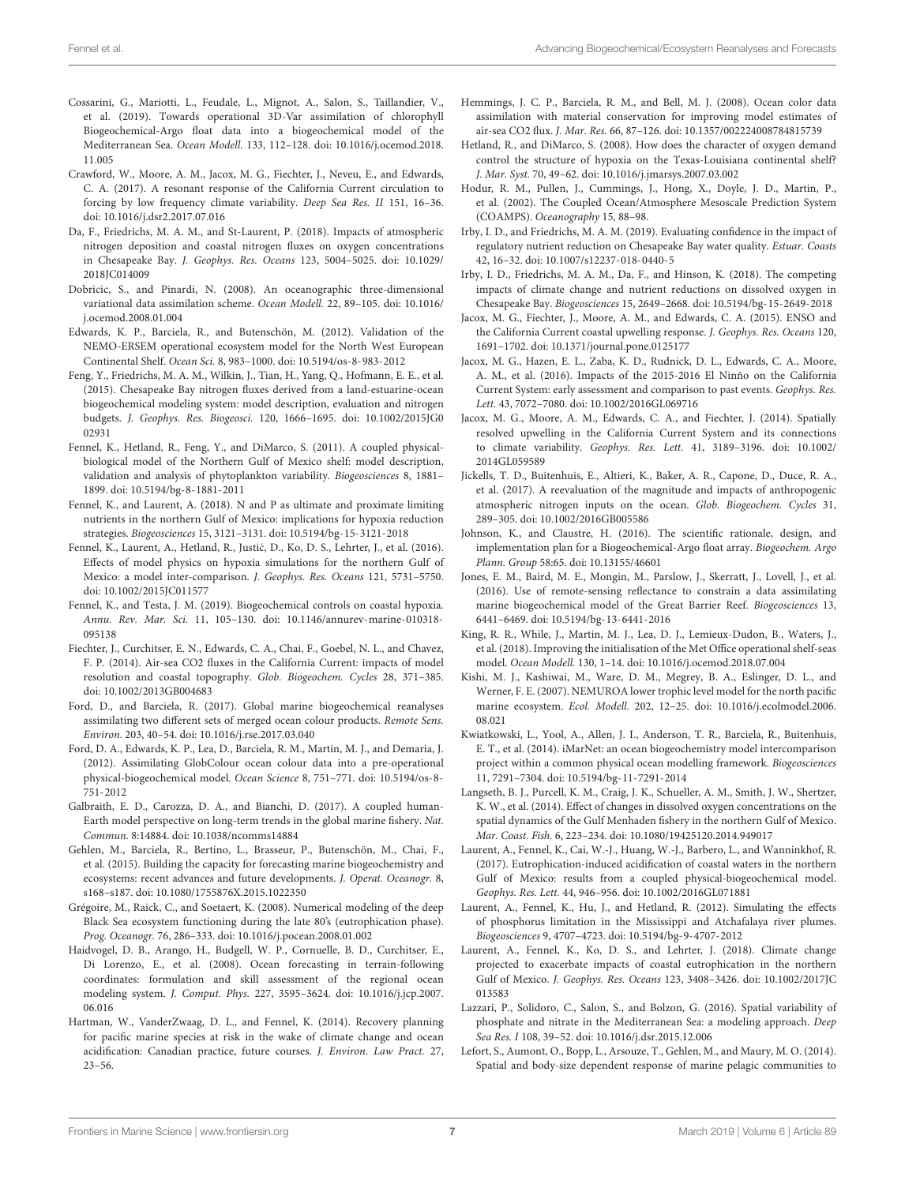Cossarini, G., Mariotti, L., Feudale, L., Mignot, A., Salon, S., Taillandier, V., et al. (2019). Towards operational 3D-Var assimilation of chlorophyll Biogeochemical-Argo float data into a biogeochemical model of the Mediterranean Sea. *Ocean Modell.* 133, 112–128. doi: 10.1016/j.ocemod.2018.11.005

Crawford, W., Moore, A. M., Jacox, M. G., Fiechter, J., Neveu, E., and Edwards, C. A. (2017). A resonant response of the California Current circulation to forcing by low frequency climate variability. *Deep Sea Res. II* 151, 16–36. doi: 10.1016/j.dsr2.2017.07.016

Da, F., Friedrichs, M. A. M., and St-Laurent, P. (2018). Impacts of atmospheric nitrogen deposition and coastal nitrogen fluxes on oxygen concentrations in Chesapeake Bay. *J. Geophys. Res. Oceans* 123, 5004–5025. doi: 10.1029/2018JC014009

Dobricic, S., and Pinardi, N. (2008). An oceanographic three-dimensional variational data assimilation scheme. *Ocean Modell.* 22, 89–105. doi: 10.1016/j.ocemod.2008.01.004

Edwards, K. P., Barciela, R., and Butenschön, M. (2012). Validation of the NEMO-ERSEM operational ecosystem model for the North West European Continental Shelf. *Ocean Sci.* 8, 983–1000. doi: 10.5194/os-8-983-2012

Feng, Y., Friedrichs, M. A. M., Wilkin, J., Tian, H., Yang, Q., Hofmann, E. E., et al. (2015). Chesapeake Bay nitrogen fluxes derived from a land-estuarine-ocean biogeochemical modeling system: model description, evaluation and nitrogen budgets. *J. Geophys. Res. Biogeosci.* 120, 1666–1695. doi: 10.1002/2015JG002931

Fennel, K., Hetland, R., Feng, Y., and DiMarco, S. (2011). A coupled physical-biological model of the Northern Gulf of Mexico shelf: model description, validation and analysis of phytoplankton variability. *Biogeosciences* 8, 1881–1899. doi: 10.5194/bg-8-1881-2011

Fennel, K., and Laurent, A. (2018). N and P as ultimate and proximate limiting nutrients in the northern Gulf of Mexico: implications for hypoxia reduction strategies. *Biogeosciences* 15, 3121–3131. doi: 10.5194/bg-15-3121-2018

Fennel, K., Laurent, A., Hetland, R., Justić, D., Ko, D. S., Lehrter, J., et al. (2016). Effects of model physics on hypoxia simulations for the northern Gulf of Mexico: a model inter-comparison. *J. Geophys. Res. Oceans* 121, 5731–5750. doi: 10.1002/2015JC011577

Fennel, K., and Testa, J. M. (2019). Biogeochemical controls on coastal hypoxia. *Annu. Rev. Mar. Sci.* 11, 105–130. doi: 10.1146/annurev-marine-010318-095138

Fiechter, J., Curchitser, E. N., Edwards, C. A., Chai, F., Goebel, N. L., and Chavez, F. P. (2014). Air-sea CO2 fluxes in the California Current: impacts of model resolution and coastal topography. *Glob. Biogeochem. Cycles* 28, 371–385. doi: 10.1002/2013GB004683

Ford, D., and Barciela, R. (2017). Global marine biogeochemical reanalyses assimilating two different sets of merged ocean colour products. *Remote Sens. Environ.* 203, 40–54. doi: 10.1016/j.rse.2017.03.040

Ford, D. A., Edwards, K. P., Lea, D., Barciela, R. M., Martin, M. J., and Demaria, J. (2012). Assimilating GlobColour ocean colour data into a pre-operational physical-biogeochemical model. *Ocean Science* 8, 751–771. doi: 10.5194/os-8-751-2012

Galbraith, E. D., Carozza, D. A., and Bianchi, D. (2017). A coupled human-Earth model perspective on long-term trends in the global marine fishery. *Nat. Commun.* 8:14884. doi: 10.1038/ncomms14884

Gehlen, M., Barciela, R., Bertino, L., Brasseur, P., Butenschön, M., Chai, F., et al. (2015). Building the capacity for forecasting marine biogeochemistry and ecosystems: recent advances and future developments. *J. Operat. Oceanogr.* 8, s168–s187. doi: 10.1080/1755876X.2015.1022350

Grégoire, M., Raick, C., and Soetaert, K. (2008). Numerical modeling of the deep Black Sea ecosystem functioning during the late 80's (eutrophication phase). *Prog. Oceanogr.* 76, 286–333. doi: 10.1016/j.pocean.2008.01.002

Haidvogel, D. B., Arango, H., Budgell, W. P., Cornuelle, B. D., Curchitser, E., Di Lorenzo, E., et al. (2008). Ocean forecasting in terrain-following coordinates: formulation and skill assessment of the regional ocean modeling system. *J. Comput. Phys.* 227, 3595–3624. doi: 10.1016/j.jcp.2007.06.016

Hartman, W., VanderZwaag, D. L., and Fennel, K. (2014). Recovery planning for pacific marine species at risk in the wake of climate change and ocean acidification: Canadian practice, future courses. *J. Environ. Law Pract.* 27, 23–56.

Hemmings, J. C. P., Barciela, R. M., and Bell, M. J. (2008). Ocean color data assimilation with material conservation for improving model estimates of air-sea CO2 flux. *J. Mar. Res.* 66, 87–126. doi: 10.1357/002224008784815739

Hetland, R., and DiMarco, S. (2008). How does the character of oxygen demand control the structure of hypoxia on the Texas-Louisiana continental shelf? *J. Mar. Syst.* 70, 49–62. doi: 10.1016/j.jmarsys.2007.03.002

Hodur, R. M., Pullen, J., Cummings, J., Hong, X., Doyle, J. D., Martin, P., et al. (2002). The Coupled Ocean/Atmosphere Mesoscale Prediction System (COAMPS). *Oceanography* 15, 88–98.

Irby, I. D., and Friedrichs, M. A. M. (2019). Evaluating confidence in the impact of regulatory nutrient reduction on Chesapeake Bay water quality. *Estuar. Coasts* 42, 16–32. doi: 10.1007/s12237-018-0440-5

Irby, I. D., Friedrichs, M. A. M., Da, F., and Hinson, K. (2018). The competing impacts of climate change and nutrient reductions on dissolved oxygen in Chesapeake Bay. *Biogeosciences* 15, 2649–2668. doi: 10.5194/bg-15-2649-2018

Jacox, M. G., Fiechter, J., Moore, A. M., and Edwards, C. A. (2015). ENSO and the California Current coastal upwelling response. *J. Geophys. Res. Oceans* 120, 1691–1702. doi: 10.1371/journal.pone.0125177

Jacox, M. G., Hazen, E. L., Zaba, K. D., Rudnick, D. L., Edwards, C. A., Moore, A. M., et al. (2016). Impacts of the 2015-2016 El Ninño on the California Current System: early assessment and comparison to past events. *Geophys. Res. Lett.* 43, 7072–7080. doi: 10.1002/2016GL069716

Jacox, M. G., Moore, A. M., Edwards, C. A., and Fiechter, J. (2014). Spatially resolved upwelling in the California Current System and its connections to climate variability. *Geophys. Res. Lett.* 41, 3189–3196. doi: 10.1002/2014GL059589

Jickells, T. D., Buitenhuis, E., Altieri, K., Baker, A. R., Capone, D., Duce, R. A., et al. (2017). A reevaluation of the magnitude and impacts of anthropogenic atmospheric nitrogen inputs on the ocean. *Glob. Biogeochem. Cycles* 31, 289–305. doi: 10.1002/2016GB005586

Johnson, K., and Claustre, H. (2016). The scientific rationale, design, and implementation plan for a Biogeochemical-Argo float array. *Biogeochem. Argo Plann. Group* 58:65. doi: 10.13155/46601

Jones, E. M., Baird, M. E., Mongin, M., Parslow, J., Skerratt, J., Lovell, J., et al. (2016). Use of remote-sensing reflectance to constrain a data assimilating marine biogeochemical model of the Great Barrier Reef. *Biogeosciences* 13, 6441–6469. doi: 10.5194/bg-13-6441-2016

King, R. R., While, J., Martin, M. J., Lea, D. J., Lemieux-Dudon, B., Waters, J., et al. (2018). Improving the initialisation of the Met Office operational shelf-seas model. *Ocean Modell.* 130, 1–14. doi: 10.1016/j.ocemod.2018.07.004

Kishi, M. J., Kashiwai, M., Ware, D. M., Megrey, B. A., Eslinger, D. L., and Werner, F. E. (2007). NEMUROA lower trophic level model for the north pacific marine ecosystem. *Ecol. Modell.* 202, 12–25. doi: 10.1016/j.ecolmodel.2006.08.021

Kwiatkowski, L., Yool, A., Allen, J. I., Anderson, T. R., Barciela, R., Buitenhuis, E. T., et al. (2014). iMarNet: an ocean biogeochemistry model intercomparison project within a common physical ocean modelling framework. *Biogeosciences* 11, 7291–7304. doi: 10.5194/bg-11-7291-2014

Langseth, B. J., Purcell, K. M., Craig, J. K., Schueller, A. M., Smith, J. W., Shertzer, K. W., et al. (2014). Effect of changes in dissolved oxygen concentrations on the spatial dynamics of the Gulf Menhaden fishery in the northern Gulf of Mexico. *Mar. Coast. Fish.* 6, 223–234. doi: 10.1080/19425120.2014.949017

Laurent, A., Fennel, K., Cai, W.-J., Huang, W.-J., Barbero, L., and Wanninkhof, R. (2017). Eutrophication-induced acidification of coastal waters in the northern Gulf of Mexico: results from a coupled physical-biogeochemical model. *Geophys. Res. Lett.* 44, 946–956. doi: 10.1002/2016GL071881

Laurent, A., Fennel, K., Hu, J., and Hetland, R. (2012). Simulating the effects of phosphorus limitation in the Mississippi and Atchafalaya river plumes. *Biogeosciences* 9, 4707–4723. doi: 10.5194/bg-9-4707-2012

Laurent, A., Fennel, K., Ko, D. S., and Lehrter, J. (2018). Climate change projected to exacerbate impacts of coastal eutrophication in the northern Gulf of Mexico. *J. Geophys. Res. Oceans* 123, 3408–3426. doi: 10.1002/2017JC013583

Lazzari, P., Solidoro, C., Salon, S., and Bolzon, G. (2016). Spatial variability of phosphate and nitrate in the Mediterranean Sea: a modeling approach. *Deep Sea Res. I* 108, 39–52. doi: 10.1016/j.dsr.2015.12.006

Lefort, S., Aumont, O., Bopp, L., Arsouze, T., Gehlen, M., and Maury, M. O. (2014). Spatial and body-size dependent response of marine pelagic communities to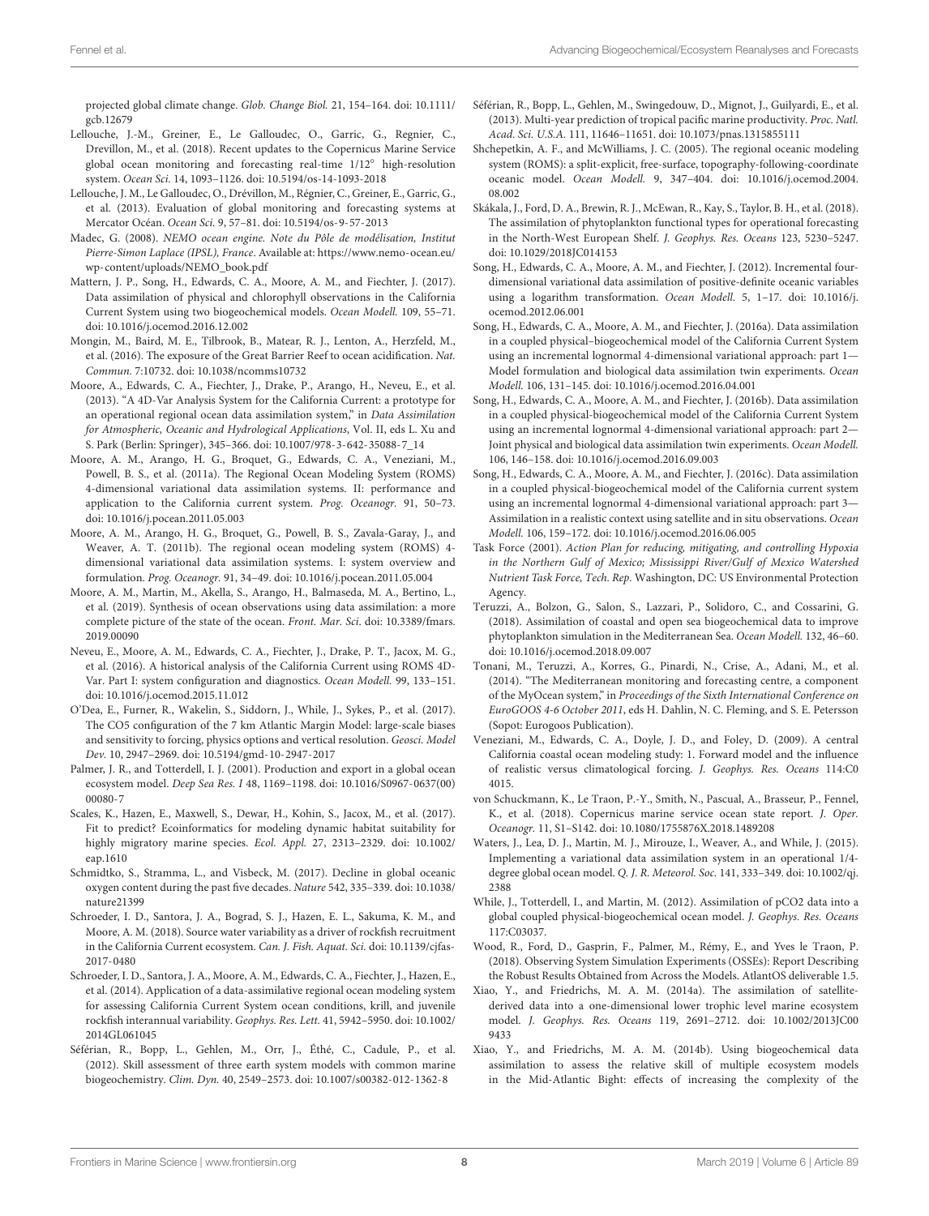projected global climate change. *Glob. Change Biol.* 21, 154–164. doi: 10.1111/gcb.12679

Lellouche, J.-M., Greiner, E., Le Galloudec, O., Garric, G., Regnier, C., Drevillon, M., et al. (2018). Recent updates to the Copernicus Marine Service global ocean monitoring and forecasting real-time 1/12° high-resolution system. *Ocean Sci.* 14, 1093–1126. doi: 10.5194/os-14-1093-2018

Lellouche, J. M., Le Galloudec, O., Drévillon, M., Régnier, C., Greiner, E., Garric, G., et al. (2013). Evaluation of global monitoring and forecasting systems at Mercator Océan. *Ocean Sci.* 9, 57–81. doi: 10.5194/os-9-57-2013

Madec, G. (2008). *NEMO ocean engine. Note du Pôle de modélisation, Institut Pierre-Simon Laplace (IPSL), France*. Available at: https://www.nemo-ocean.eu/wp-content/uploads/NEMO_book.pdf

Mattern, J. P., Song, H., Edwards, C. A., Moore, A. M., and Fiechter, J. (2017). Data assimilation of physical and chlorophyll observations in the California Current System using two biogeochemical models. *Ocean Modell.* 109, 55–71. doi: 10.1016/j.ocemod.2016.12.002

Mongin, M., Baird, M. E., Tilbrook, B., Matear, R. J., Lenton, A., Herzfeld, M., et al. (2016). The exposure of the Great Barrier Reef to ocean acidification. *Nat. Commun.* 7:10732. doi: 10.1038/ncomms10732

Moore, A., Edwards, C. A., Fiechter, J., Drake, P., Arango, H., Neveu, E., et al. (2013). "A 4D-Var Analysis System for the California Current: a prototype for an operational regional ocean data assimilation system," in *Data Assimilation for Atmospheric, Oceanic and Hydrological Applications*, Vol. II, eds L. Xu and S. Park (Berlin: Springer), 345–366. doi: 10.1007/978-3-642-35088-7_14

Moore, A. M., Arango, H. G., Broquet, G., Edwards, C. A., Veneziani, M., Powell, B. S., et al. (2011a). The Regional Ocean Modeling System (ROMS) 4-dimensional variational data assimilation systems. II: performance and application to the California current system. *Prog. Oceanogr.* 91, 50–73. doi: 10.1016/j.pocean.2011.05.003

Moore, A. M., Arango, H. G., Broquet, G., Powell, B. S., Zavala-Garay, J., and Weaver, A. T. (2011b). The regional ocean modeling system (ROMS) 4-dimensional variational data assimilation systems. I: system overview and formulation. *Prog. Oceanogr.* 91, 34–49. doi: 10.1016/j.pocean.2011.05.004

Moore, A. M., Martin, M., Akella, S., Arango, H., Balmaseda, M. A., Bertino, L., et al. (2019). Synthesis of ocean observations using data assimilation: a more complete picture of the state of the ocean. *Front. Mar. Sci*. doi: 10.3389/fmars.2019.00090

Neveu, E., Moore, A. M., Edwards, C. A., Fiechter, J., Drake, P. T., Jacox, M. G., et al. (2016). A historical analysis of the California Current using ROMS 4D-Var. Part I: system configuration and diagnostics. *Ocean Modell.* 99, 133–151. doi: 10.1016/j.ocemod.2015.11.012

O'Dea, E., Furner, R., Wakelin, S., Siddorn, J., While, J., Sykes, P., et al. (2017). The CO5 configuration of the 7 km Atlantic Margin Model: large-scale biases and sensitivity to forcing, physics options and vertical resolution. *Geosci. Model Dev.* 10, 2947–2969. doi: 10.5194/gmd-10-2947-2017

Palmer, J. R., and Totterdell, I. J. (2001). Production and export in a global ocean ecosystem model. *Deep Sea Res. I* 48, 1169–1198. doi: 10.1016/S0967-0637(00)00080-7

Scales, K., Hazen, E., Maxwell, S., Dewar, H., Kohin, S., Jacox, M., et al. (2017). Fit to predict? Ecoinformatics for modeling dynamic habitat suitability for highly migratory marine species. *Ecol. Appl.* 27, 2313–2329. doi: 10.1002/eap.1610

Schmidtko, S., Stramma, L., and Visbeck, M. (2017). Decline in global oceanic oxygen content during the past five decades. *Nature* 542, 335–339. doi: 10.1038/nature21399

Schroeder, I. D., Santora, J. A., Bograd, S. J., Hazen, E. L., Sakuma, K. M., and Moore, A. M. (2018). Source water variability as a driver of rockfish recruitment in the California Current ecosystem. *Can. J. Fish. Aquat. Sci.* doi: 10.1139/cjfas-2017-0480

Schroeder, I. D., Santora, J. A., Moore, A. M., Edwards, C. A., Fiechter, J., Hazen, E., et al. (2014). Application of a data-assimilative regional ocean modeling system for assessing California Current System ocean conditions, krill, and juvenile rockfish interannual variability. *Geophys. Res. Lett.* 41, 5942–5950. doi: 10.1002/2014GL061045

Séférian, R., Bopp, L., Gehlen, M., Orr, J., Éthé, C., Cadule, P., et al. (2012). Skill assessment of three earth system models with common marine biogeochemistry. *Clim. Dyn.* 40, 2549–2573. doi: 10.1007/s00382-012-1362-8

Séférian, R., Bopp, L., Gehlen, M., Swingedouw, D., Mignot, J., Guilyardi, E., et al. (2013). Multi-year prediction of tropical pacific marine productivity. *Proc. Natl. Acad. Sci. U.S.A.* 111, 11646–11651. doi: 10.1073/pnas.1315855111

Shchepetkin, A. F., and McWilliams, J. C. (2005). The regional oceanic modeling system (ROMS): a split-explicit, free-surface, topography-following-coordinate oceanic model. *Ocean Modell.* 9, 347–404. doi: 10.1016/j.ocemod.2004.08.002

Skákala, J., Ford, D. A., Brewin, R. J., McEwan, R., Kay, S., Taylor, B. H., et al. (2018). The assimilation of phytoplankton functional types for operational forecasting in the North-West European Shelf. *J. Geophys. Res. Oceans* 123, 5230–5247. doi: 10.1029/2018JC014153

Song, H., Edwards, C. A., Moore, A. M., and Fiechter, J. (2012). Incremental four-dimensional variational data assimilation of positive-definite oceanic variables using a logarithm transformation. *Ocean Modell.* 5, 1–17. doi: 10.1016/j.ocemod.2012.06.001

Song, H., Edwards, C. A., Moore, A. M., and Fiechter, J. (2016a). Data assimilation in a coupled physical–biogeochemical model of the California Current System using an incremental lognormal 4-dimensional variational approach: part 1—Model formulation and biological data assimilation twin experiments. *Ocean Modell.* 106, 131–145. doi: 10.1016/j.ocemod.2016.04.001

Song, H., Edwards, C. A., Moore, A. M., and Fiechter, J. (2016b). Data assimilation in a coupled physical-biogeochemical model of the California Current System using an incremental lognormal 4-dimensional variational approach: part 2—Joint physical and biological data assimilation twin experiments. *Ocean Modell.* 106, 146–158. doi: 10.1016/j.ocemod.2016.09.003

Song, H., Edwards, C. A., Moore, A. M., and Fiechter, J. (2016c). Data assimilation in a coupled physical-biogeochemical model of the California current system using an incremental lognormal 4-dimensional variational approach: part 3—Assimilation in a realistic context using satellite and in situ observations. *Ocean Modell.* 106, 159–172. doi: 10.1016/j.ocemod.2016.06.005

Task Force (2001). *Action Plan for reducing, mitigating, and controlling Hypoxia in the Northern Gulf of Mexico; Mississippi River/Gulf of Mexico Watershed Nutrient Task Force, Tech. Rep*. Washington, DC: US Environmental Protection Agency.

Teruzzi, A., Bolzon, G., Salon, S., Lazzari, P., Solidoro, C., and Cossarini, G. (2018). Assimilation of coastal and open sea biogeochemical data to improve phytoplankton simulation in the Mediterranean Sea. *Ocean Modell.* 132, 46–60. doi: 10.1016/j.ocemod.2018.09.007

Tonani, M., Teruzzi, A., Korres, G., Pinardi, N., Crise, A., Adani, M., et al. (2014). "The Mediterranean monitoring and forecasting centre, a component of the MyOcean system," in *Proceedings of the Sixth International Conference on EuroGOOS 4-6 October 2011*, eds H. Dahlin, N. C. Fleming, and S. E. Petersson (Sopot: Eurogoos Publication).

Veneziani, M., Edwards, C. A., Doyle, J. D., and Foley, D. (2009). A central California coastal ocean modeling study: 1. Forward model and the influence of realistic versus climatological forcing. *J. Geophys. Res. Oceans* 114:C04015.

von Schuckmann, K., Le Traon, P.-Y., Smith, N., Pascual, A., Brasseur, P., Fennel, K., et al. (2018). Copernicus marine service ocean state report. *J. Oper. Oceanogr.* 11, S1–S142. doi: 10.1080/1755876X.2018.1489208

Waters, J., Lea, D. J., Martin, M. J., Mirouze, I., Weaver, A., and While, J. (2015). Implementing a variational data assimilation system in an operational 1/4-degree global ocean model. *Q. J. R. Meteorol. Soc.* 141, 333–349. doi: 10.1002/qj.2388

While, J., Totterdell, I., and Martin, M. (2012). Assimilation of pCO2 data into a global coupled physical-biogeochemical ocean model. *J. Geophys. Res. Oceans* 117:C03037.

Wood, R., Ford, D., Gasprin, F., Palmer, M., Rémy, E., and Yves le Traon, P. (2018). Observing System Simulation Experiments (OSSEs): Report Describing the Robust Results Obtained from Across the Models. AtlantOS deliverable 1.5.

Xiao, Y., and Friedrichs, M. A. M. (2014a). The assimilation of satellite-derived data into a one-dimensional lower trophic level marine ecosystem model. *J. Geophys. Res. Oceans* 119, 2691–2712. doi: 10.1002/2013JC009433

Xiao, Y., and Friedrichs, M. A. M. (2014b). Using biogeochemical data assimilation to assess the relative skill of multiple ecosystem models in the Mid-Atlantic Bight: effects of increasing the complexity of the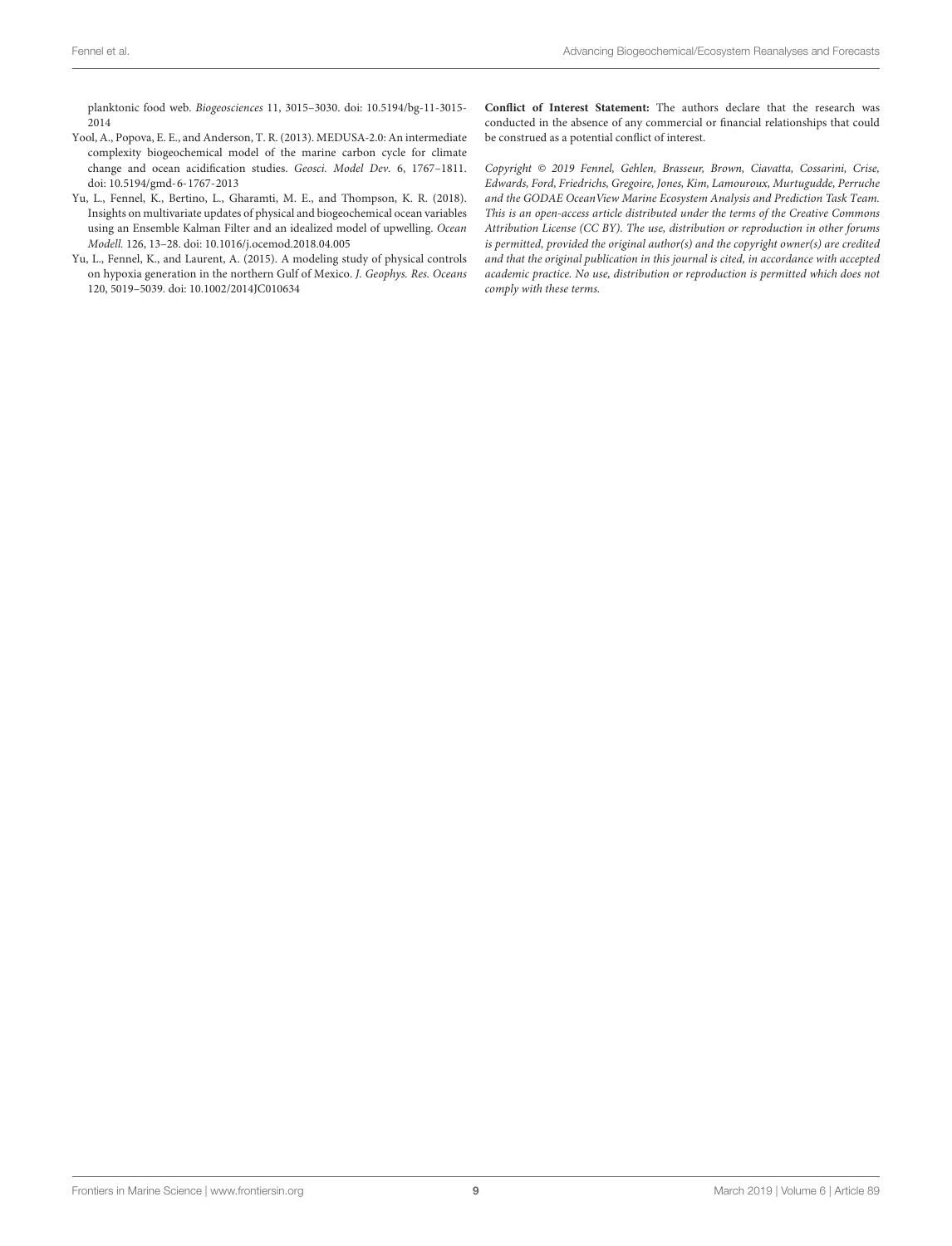planktonic food web. *Biogeosciences* 11, 3015–3030. doi: 10.5194/bg-11-3015-2014

Yool, A., Popova, E. E., and Anderson, T. R. (2013). MEDUSA-2.0: An intermediate complexity biogeochemical model of the marine carbon cycle for climate change and ocean acidification studies. *Geosci. Model Dev.* 6, 1767–1811. doi: 10.5194/gmd-6-1767-2013

Yu, L., Fennel, K., Bertino, L., Gharamti, M. E., and Thompson, K. R. (2018). Insights on multivariate updates of physical and biogeochemical ocean variables using an Ensemble Kalman Filter and an idealized model of upwelling. *Ocean Modell.* 126, 13–28. doi: 10.1016/j.ocemod.2018.04.005

Yu, L., Fennel, K., and Laurent, A. (2015). A modeling study of physical controls on hypoxia generation in the northern Gulf of Mexico. *J. Geophys. Res. Oceans* 120, 5019–5039. doi: 10.1002/2014JC010634

**Conflict of Interest Statement:** The authors declare that the research was conducted in the absence of any commercial or financial relationships that could be construed as a potential conflict of interest.

*Copyright © 2019 Fennel, Gehlen, Brasseur, Brown, Ciavatta, Cossarini, Crise, Edwards, Ford, Friedrichs, Gregoire, Jones, Kim, Lamouroux, Murtugudde, Perruche and the GODAE OceanView Marine Ecosystem Analysis and Prediction Task Team. This is an open-access article distributed under the terms of the Creative Commons Attribution License (CC BY). The use, distribution or reproduction in other forums is permitted, provided the original author(s) and the copyright owner(s) are credited and that the original publication in this journal is cited, in accordance with accepted academic practice. No use, distribution or reproduction is permitted which does not comply with these terms.*